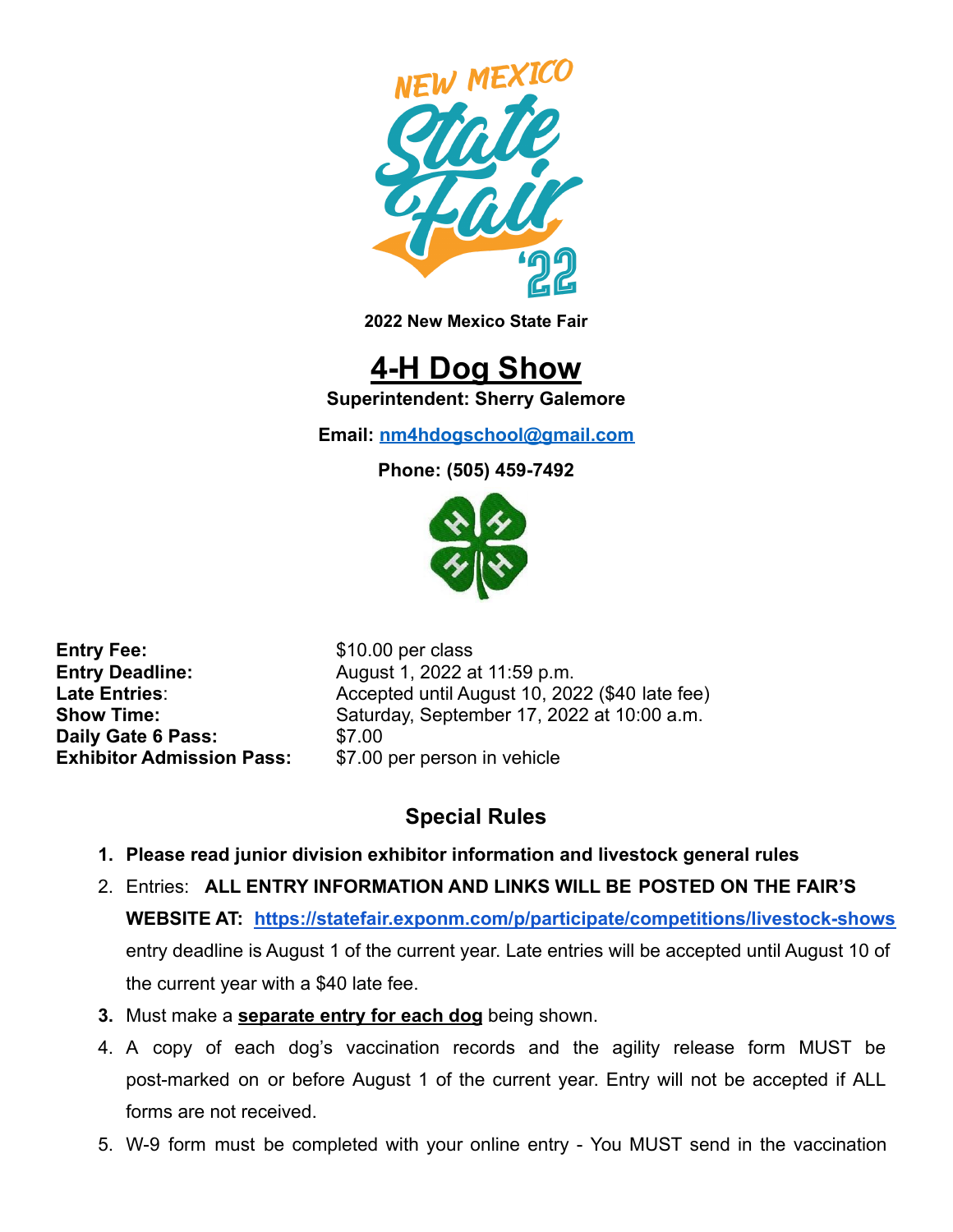**2022 New Mexico State Fair**

# 4-H Dog Show

**Superintendent: Sherry Galemore**

**Email: nm4hdogschool@gmail.com**

**Phone: (505) 459-7492**

| | |
|---|---|
| **Entry Fee:** | $10.00 per class |
| **Entry Deadline:** | August 1, 2022 at 11:59 p.m. |
| **Late Entries**: | Accepted until August 10, 2022 ($40 late fee) |
| **Show Time:** | Saturday, September 17, 2022 at 10:00 a.m. |
| **Daily Gate 6 Pass:** | $7.00 |
| **Exhibitor Admission Pass:** | $7.00 per person in vehicle |

## Special Rules

1. **Please read junior division exhibitor information and livestock general rules**
2. Entries: **ALL ENTRY INFORMATION AND LINKS WILL BE POSTED ON THE FAIR'S WEBSITE AT: https://statefair.exponm.com/p/participate/competitions/livestock-shows** entry deadline is August 1 of the current year. Late entries will be accepted until August 10 of the current year with a $40 late fee.
3. Must make a **separate entry for each dog** being shown.
4. A copy of each dog's vaccination records and the agility release form MUST be post-marked on or before August 1 of the current year. Entry will not be accepted if ALL forms are not received.
5. W-9 form must be completed with your online entry - You MUST send in the vaccination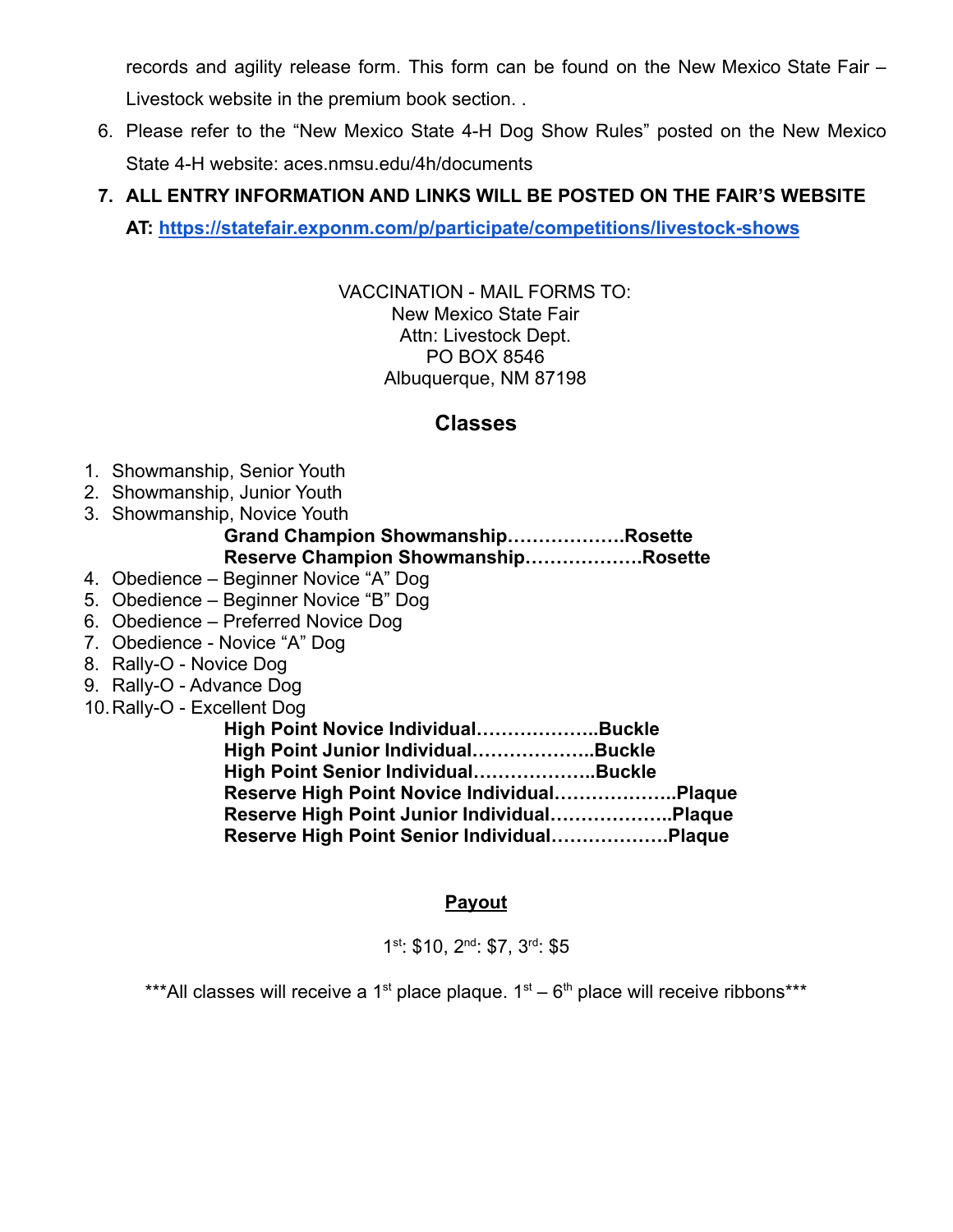records and agility release form. This form can be found on the New Mexico State Fair – Livestock website in the premium book section. .

6. Please refer to the "New Mexico State 4-H Dog Show Rules" posted on the New Mexico State 4-H website: aces.nmsu.edu/4h/documents
7. **ALL ENTRY INFORMATION AND LINKS WILL BE POSTED ON THE FAIR'S WEBSITE AT: [https://statefair.exponm.com/p/participate/competitions/livestock-shows](https://statefair.exponm.com/p/participate/competitions/livestock-shows)**

VACCINATION - MAIL FORMS TO:
New Mexico State Fair
Attn: Livestock Dept.
PO BOX 8546
Albuquerque, NM 87198

## Classes

1. Showmanship, Senior Youth
2. Showmanship, Junior Youth
3. Showmanship, Novice Youth

**Grand Champion Showmanship……………….Rosette**
**Reserve Champion Showmanship……………….Rosette**

4. Obedience – Beginner Novice "A" Dog
5. Obedience – Beginner Novice "B" Dog
6. Obedience – Preferred Novice Dog
7. Obedience - Novice "A" Dog
8. Rally-O - Novice Dog
9. Rally-O - Advance Dog
10. Rally-O - Excellent Dog

**High Point Novice Individual………………..Buckle**
**High Point Junior Individual………………..Buckle**
**High Point Senior Individual………………..Buckle**
**Reserve High Point Novice Individual………………..Plaque**
**Reserve High Point Junior Individual………………..Plaque**
**Reserve High Point Senior Individual……………….Plaque**

## Payout

1st: $10, 2nd: $7, 3rd: $5

***All classes will receive a 1st place plaque. 1st – 6th place will receive ribbons***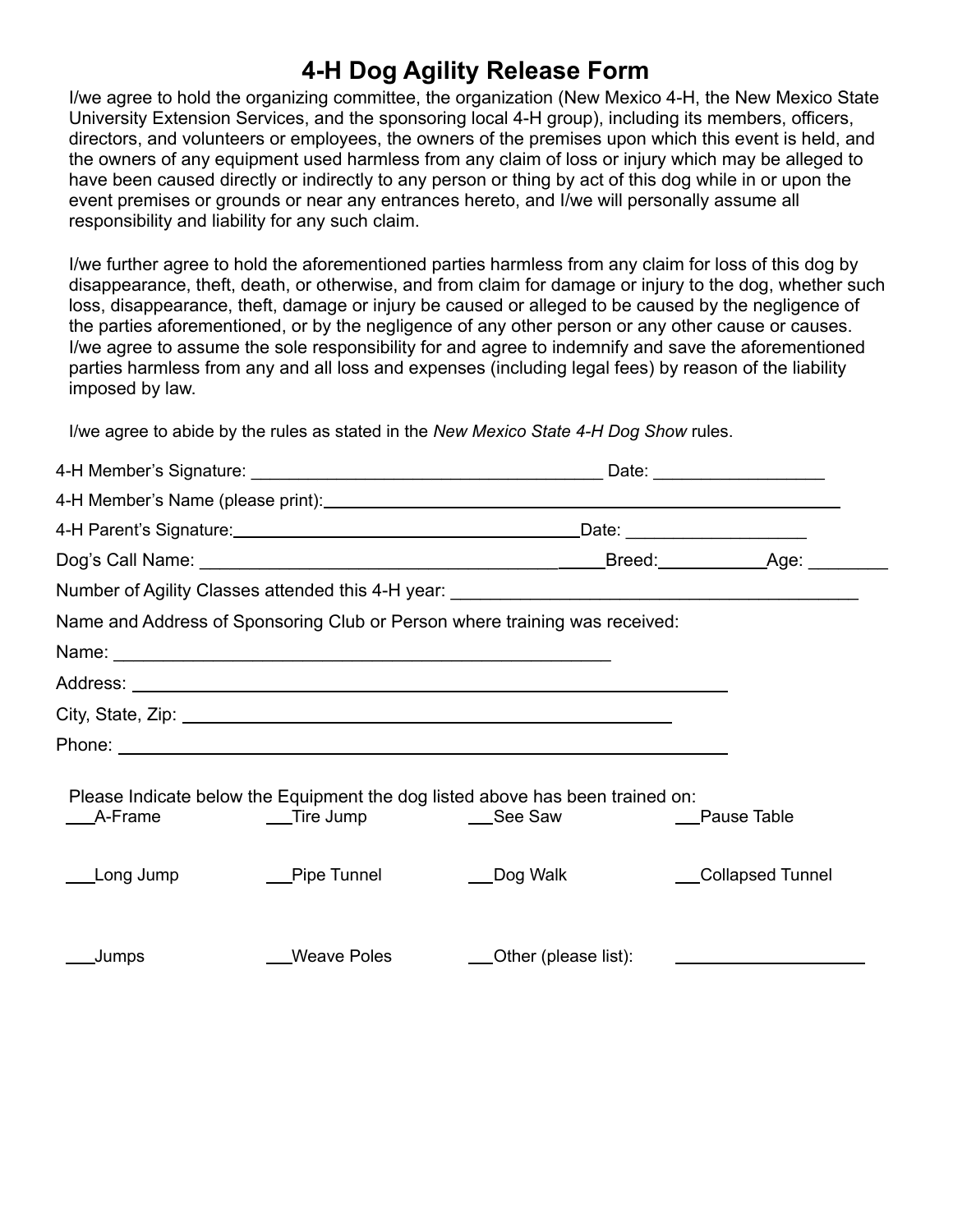# 4-H Dog Agility Release Form

I/we agree to hold the organizing committee, the organization (New Mexico 4-H, the New Mexico State University Extension Services, and the sponsoring local 4-H group), including its members, officers, directors, and volunteers or employees, the owners of the premises upon which this event is held, and the owners of any equipment used harmless from any claim of loss or injury which may be alleged to have been caused directly or indirectly to any person or thing by act of this dog while in or upon the event premises or grounds or near any entrances hereto, and I/we will personally assume all responsibility and liability for any such claim.

I/we further agree to hold the aforementioned parties harmless from any claim for loss of this dog by disappearance, theft, death, or otherwise, and from claim for damage or injury to the dog, whether such loss, disappearance, theft, damage or injury be caused or alleged to be caused by the negligence of the parties aforementioned, or by the negligence of any other person or any other cause or causes. I/we agree to assume the sole responsibility for and agree to indemnify and save the aforementioned parties harmless from any and all loss and expenses (including legal fees) by reason of the liability imposed by law.

I/we agree to abide by the rules as stated in the *New Mexico State 4-H Dog Show* rules.

4-H Member's Signature: ____________________________________ Date: _________________

4-H Member's Name (please print): ____________________________________________________

4-H Parent's Signature: ____________________________________ Date: __________________

Dog's Call Name: ______________________________________ Breed: ___________ Age: ________

Number of Agility Classes attended this 4-H year: ________________________________________

Name and Address of Sponsoring Club or Person where training was received:

Name: ____________________________________________________

Address: ____________________________________________________

City, State, Zip: ____________________________________________

Phone: ____________________________________________________

Please Indicate below the Equipment the dog listed above has been trained on:

| | | | |
|---|---|---|---|
| ___A-Frame | ___Tire Jump | ___See Saw | ___Pause Table |
| ___Long Jump | ___Pipe Tunnel | ___Dog Walk | ___Collapsed Tunnel |
| ___Jumps | ___Weave Poles | ___Other (please list): | ____________________ |